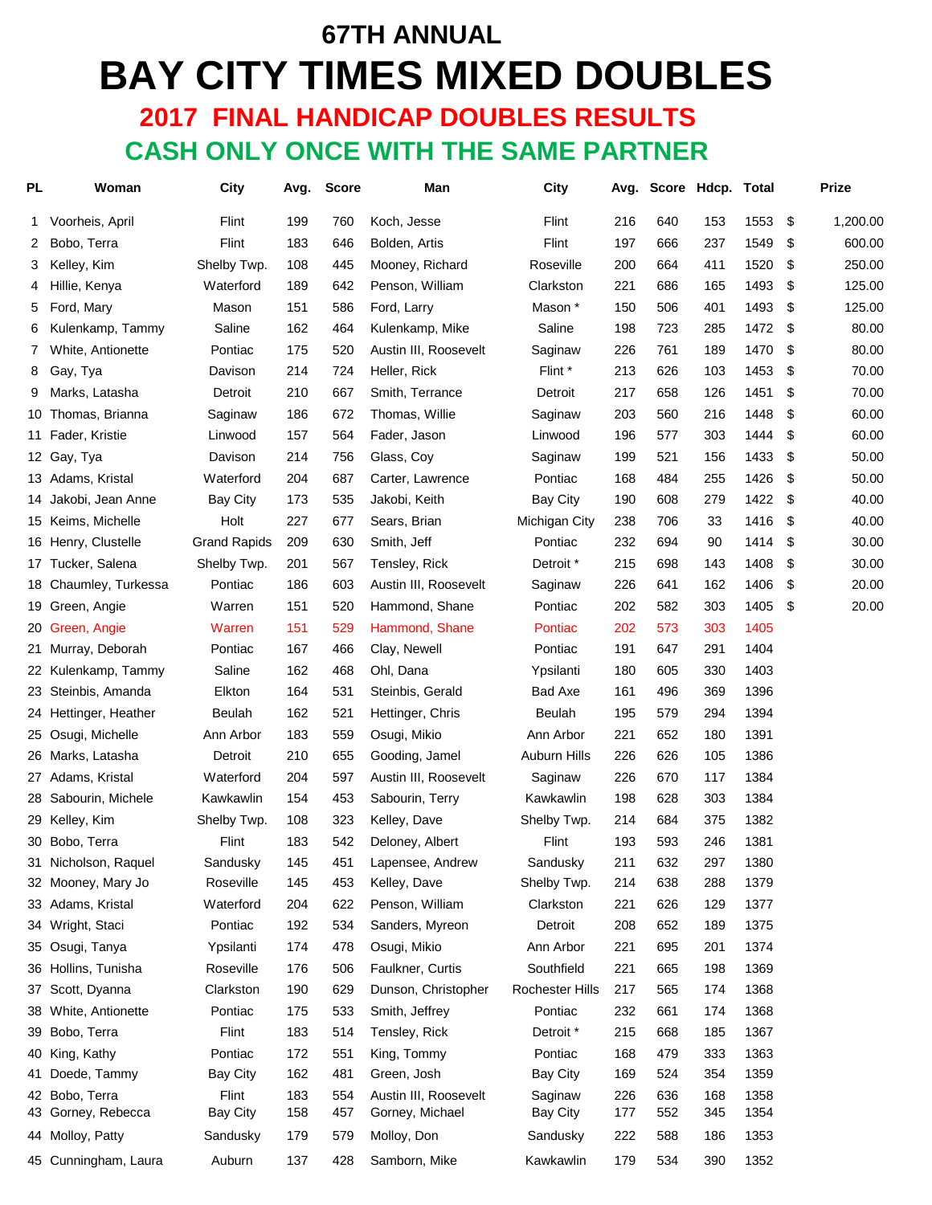## 67TH ANNUAL

# BAY CITY TIMES MIXED DOUBLES

## 2017 FINAL HANDICAP DOUBLES RESULTS

## CASH ONLY ONCE WITH THE SAME PARTNER

| PL | Woman | City | Avg. | Score | Man | City | Avg. | Score | Hdcp. | Total | | Prize |
|---|---|---|---|---|---|---|---|---|---|---|---|---|
| 1 | Voorheis, April | Flint | 199 | 760 | Koch, Jesse | Flint | 216 | 640 | 153 | 1553 | $ | 1,200.00 |
| 2 | Bobo, Terra | Flint | 183 | 646 | Bolden, Artis | Flint | 197 | 666 | 237 | 1549 | $ | 600.00 |
| 3 | Kelley, Kim | Shelby Twp. | 108 | 445 | Mooney, Richard | Roseville | 200 | 664 | 411 | 1520 | $ | 250.00 |
| 4 | Hillie, Kenya | Waterford | 189 | 642 | Penson, William | Clarkston | 221 | 686 | 165 | 1493 | $ | 125.00 |
| 5 | Ford, Mary | Mason | 151 | 586 | Ford, Larry | Mason * | 150 | 506 | 401 | 1493 | $ | 125.00 |
| 6 | Kulenkamp, Tammy | Saline | 162 | 464 | Kulenkamp, Mike | Saline | 198 | 723 | 285 | 1472 | $ | 80.00 |
| 7 | White, Antionette | Pontiac | 175 | 520 | Austin III, Roosevelt | Saginaw | 226 | 761 | 189 | 1470 | $ | 80.00 |
| 8 | Gay, Tya | Davison | 214 | 724 | Heller, Rick | Flint * | 213 | 626 | 103 | 1453 | $ | 70.00 |
| 9 | Marks, Latasha | Detroit | 210 | 667 | Smith, Terrance | Detroit | 217 | 658 | 126 | 1451 | $ | 70.00 |
| 10 | Thomas, Brianna | Saginaw | 186 | 672 | Thomas, Willie | Saginaw | 203 | 560 | 216 | 1448 | $ | 60.00 |
| 11 | Fader, Kristie | Linwood | 157 | 564 | Fader, Jason | Linwood | 196 | 577 | 303 | 1444 | $ | 60.00 |
| 12 | Gay, Tya | Davison | 214 | 756 | Glass, Coy | Saginaw | 199 | 521 | 156 | 1433 | $ | 50.00 |
| 13 | Adams, Kristal | Waterford | 204 | 687 | Carter, Lawrence | Pontiac | 168 | 484 | 255 | 1426 | $ | 50.00 |
| 14 | Jakobi, Jean Anne | Bay City | 173 | 535 | Jakobi, Keith | Bay City | 190 | 608 | 279 | 1422 | $ | 40.00 |
| 15 | Keims, Michelle | Holt | 227 | 677 | Sears, Brian | Michigan City | 238 | 706 | 33 | 1416 | $ | 40.00 |
| 16 | Henry, Clustelle | Grand Rapids | 209 | 630 | Smith, Jeff | Pontiac | 232 | 694 | 90 | 1414 | $ | 30.00 |
| 17 | Tucker, Salena | Shelby Twp. | 201 | 567 | Tensley, Rick | Detroit * | 215 | 698 | 143 | 1408 | $ | 30.00 |
| 18 | Chaumley, Turkessa | Pontiac | 186 | 603 | Austin III, Roosevelt | Saginaw | 226 | 641 | 162 | 1406 | $ | 20.00 |
| 19 | Green, Angie | Warren | 151 | 520 | Hammond, Shane | Pontiac | 202 | 582 | 303 | 1405 | $ | 20.00 |
| 20 | Green, Angie | Warren | 151 | 529 | Hammond, Shane | Pontiac | 202 | 573 | 303 | 1405 | | |
| 21 | Murray, Deborah | Pontiac | 167 | 466 | Clay, Newell | Pontiac | 191 | 647 | 291 | 1404 | | |
| 22 | Kulenkamp, Tammy | Saline | 162 | 468 | Ohl, Dana | Ypsilanti | 180 | 605 | 330 | 1403 | | |
| 23 | Steinbis, Amanda | Elkton | 164 | 531 | Steinbis, Gerald | Bad Axe | 161 | 496 | 369 | 1396 | | |
| 24 | Hettinger, Heather | Beulah | 162 | 521 | Hettinger, Chris | Beulah | 195 | 579 | 294 | 1394 | | |
| 25 | Osugi, Michelle | Ann Arbor | 183 | 559 | Osugi, Mikio | Ann Arbor | 221 | 652 | 180 | 1391 | | |
| 26 | Marks, Latasha | Detroit | 210 | 655 | Gooding, Jamel | Auburn Hills | 226 | 626 | 105 | 1386 | | |
| 27 | Adams, Kristal | Waterford | 204 | 597 | Austin III, Roosevelt | Saginaw | 226 | 670 | 117 | 1384 | | |
| 28 | Sabourin, Michele | Kawkawlin | 154 | 453 | Sabourin, Terry | Kawkawlin | 198 | 628 | 303 | 1384 | | |
| 29 | Kelley, Kim | Shelby Twp. | 108 | 323 | Kelley, Dave | Shelby Twp. | 214 | 684 | 375 | 1382 | | |
| 30 | Bobo, Terra | Flint | 183 | 542 | Deloney, Albert | Flint | 193 | 593 | 246 | 1381 | | |
| 31 | Nicholson, Raquel | Sandusky | 145 | 451 | Lapensee, Andrew | Sandusky | 211 | 632 | 297 | 1380 | | |
| 32 | Mooney, Mary Jo | Roseville | 145 | 453 | Kelley, Dave | Shelby Twp. | 214 | 638 | 288 | 1379 | | |
| 33 | Adams, Kristal | Waterford | 204 | 622 | Penson, William | Clarkston | 221 | 626 | 129 | 1377 | | |
| 34 | Wright, Staci | Pontiac | 192 | 534 | Sanders, Myreon | Detroit | 208 | 652 | 189 | 1375 | | |
| 35 | Osugi, Tanya | Ypsilanti | 174 | 478 | Osugi, Mikio | Ann Arbor | 221 | 695 | 201 | 1374 | | |
| 36 | Hollins, Tunisha | Roseville | 176 | 506 | Faulkner, Curtis | Southfield | 221 | 665 | 198 | 1369 | | |
| 37 | Scott, Dyanna | Clarkston | 190 | 629 | Dunson, Christopher | Rochester Hills | 217 | 565 | 174 | 1368 | | |
| 38 | White, Antionette | Pontiac | 175 | 533 | Smith, Jeffrey | Pontiac | 232 | 661 | 174 | 1368 | | |
| 39 | Bobo, Terra | Flint | 183 | 514 | Tensley, Rick | Detroit * | 215 | 668 | 185 | 1367 | | |
| 40 | King, Kathy | Pontiac | 172 | 551 | King, Tommy | Pontiac | 168 | 479 | 333 | 1363 | | |
| 41 | Doede, Tammy | Bay City | 162 | 481 | Green, Josh | Bay City | 169 | 524 | 354 | 1359 | | |
| 42 | Bobo, Terra | Flint | 183 | 554 | Austin III, Roosevelt | Saginaw | 226 | 636 | 168 | 1358 | | |
| 43 | Gorney, Rebecca | Bay City | 158 | 457 | Gorney, Michael | Bay City | 177 | 552 | 345 | 1354 | | |
| 44 | Molloy, Patty | Sandusky | 179 | 579 | Molloy, Don | Sandusky | 222 | 588 | 186 | 1353 | | |
| 45 | Cunningham, Laura | Auburn | 137 | 428 | Samborn, Mike | Kawkawlin | 179 | 534 | 390 | 1352 | | |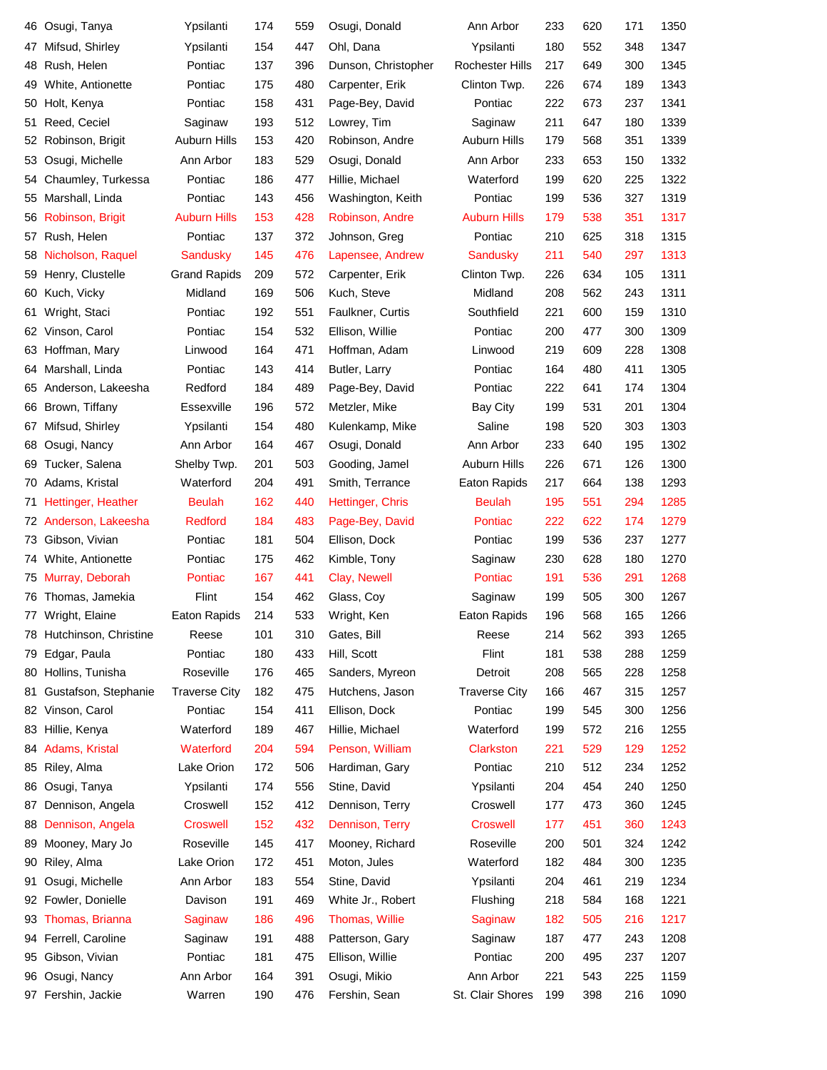| | | | | | | | | | | |
|---|---|---|---|---|---|---|---|---|---|---|
| 46 | Osugi, Tanya | Ypsilanti | 174 | 559 | Osugi, Donald | Ann Arbor | 233 | 620 | 171 | 1350 |
| 47 | Mifsud, Shirley | Ypsilanti | 154 | 447 | Ohl, Dana | Ypsilanti | 180 | 552 | 348 | 1347 |
| 48 | Rush, Helen | Pontiac | 137 | 396 | Dunson, Christopher | Rochester Hills | 217 | 649 | 300 | 1345 |
| 49 | White, Antionette | Pontiac | 175 | 480 | Carpenter, Erik | Clinton Twp. | 226 | 674 | 189 | 1343 |
| 50 | Holt, Kenya | Pontiac | 158 | 431 | Page-Bey, David | Pontiac | 222 | 673 | 237 | 1341 |
| 51 | Reed, Ceciel | Saginaw | 193 | 512 | Lowrey, Tim | Saginaw | 211 | 647 | 180 | 1339 |
| 52 | Robinson, Brigit | Auburn Hills | 153 | 420 | Robinson, Andre | Auburn Hills | 179 | 568 | 351 | 1339 |
| 53 | Osugi, Michelle | Ann Arbor | 183 | 529 | Osugi, Donald | Ann Arbor | 233 | 653 | 150 | 1332 |
| 54 | Chaumley, Turkessa | Pontiac | 186 | 477 | Hillie, Michael | Waterford | 199 | 620 | 225 | 1322 |
| 55 | Marshall, Linda | Pontiac | 143 | 456 | Washington, Keith | Pontiac | 199 | 536 | 327 | 1319 |
| 56 | Robinson, Brigit | Auburn Hills | 153 | 428 | Robinson, Andre | Auburn Hills | 179 | 538 | 351 | 1317 |
| 57 | Rush, Helen | Pontiac | 137 | 372 | Johnson, Greg | Pontiac | 210 | 625 | 318 | 1315 |
| 58 | Nicholson, Raquel | Sandusky | 145 | 476 | Lapensee, Andrew | Sandusky | 211 | 540 | 297 | 1313 |
| 59 | Henry, Clustelle | Grand Rapids | 209 | 572 | Carpenter, Erik | Clinton Twp. | 226 | 634 | 105 | 1311 |
| 60 | Kuch, Vicky | Midland | 169 | 506 | Kuch, Steve | Midland | 208 | 562 | 243 | 1311 |
| 61 | Wright, Staci | Pontiac | 192 | 551 | Faulkner, Curtis | Southfield | 221 | 600 | 159 | 1310 |
| 62 | Vinson, Carol | Pontiac | 154 | 532 | Ellison, Willie | Pontiac | 200 | 477 | 300 | 1309 |
| 63 | Hoffman, Mary | Linwood | 164 | 471 | Hoffman, Adam | Linwood | 219 | 609 | 228 | 1308 |
| 64 | Marshall, Linda | Pontiac | 143 | 414 | Butler, Larry | Pontiac | 164 | 480 | 411 | 1305 |
| 65 | Anderson, Lakeesha | Redford | 184 | 489 | Page-Bey, David | Pontiac | 222 | 641 | 174 | 1304 |
| 66 | Brown, Tiffany | Essexville | 196 | 572 | Metzler, Mike | Bay City | 199 | 531 | 201 | 1304 |
| 67 | Mifsud, Shirley | Ypsilanti | 154 | 480 | Kulenkamp, Mike | Saline | 198 | 520 | 303 | 1303 |
| 68 | Osugi, Nancy | Ann Arbor | 164 | 467 | Osugi, Donald | Ann Arbor | 233 | 640 | 195 | 1302 |
| 69 | Tucker, Salena | Shelby Twp. | 201 | 503 | Gooding, Jamel | Auburn Hills | 226 | 671 | 126 | 1300 |
| 70 | Adams, Kristal | Waterford | 204 | 491 | Smith, Terrance | Eaton Rapids | 217 | 664 | 138 | 1293 |
| 71 | Hettinger, Heather | Beulah | 162 | 440 | Hettinger, Chris | Beulah | 195 | 551 | 294 | 1285 |
| 72 | Anderson, Lakeesha | Redford | 184 | 483 | Page-Bey, David | Pontiac | 222 | 622 | 174 | 1279 |
| 73 | Gibson, Vivian | Pontiac | 181 | 504 | Ellison, Dock | Pontiac | 199 | 536 | 237 | 1277 |
| 74 | White, Antionette | Pontiac | 175 | 462 | Kimble, Tony | Saginaw | 230 | 628 | 180 | 1270 |
| 75 | Murray, Deborah | Pontiac | 167 | 441 | Clay, Newell | Pontiac | 191 | 536 | 291 | 1268 |
| 76 | Thomas, Jamekia | Flint | 154 | 462 | Glass, Coy | Saginaw | 199 | 505 | 300 | 1267 |
| 77 | Wright, Elaine | Eaton Rapids | 214 | 533 | Wright, Ken | Eaton Rapids | 196 | 568 | 165 | 1266 |
| 78 | Hutchinson, Christine | Reese | 101 | 310 | Gates, Bill | Reese | 214 | 562 | 393 | 1265 |
| 79 | Edgar, Paula | Pontiac | 180 | 433 | Hill, Scott | Flint | 181 | 538 | 288 | 1259 |
| 80 | Hollins, Tunisha | Roseville | 176 | 465 | Sanders, Myreon | Detroit | 208 | 565 | 228 | 1258 |
| 81 | Gustafson, Stephanie | Traverse City | 182 | 475 | Hutchens, Jason | Traverse City | 166 | 467 | 315 | 1257 |
| 82 | Vinson, Carol | Pontiac | 154 | 411 | Ellison, Dock | Pontiac | 199 | 545 | 300 | 1256 |
| 83 | Hillie, Kenya | Waterford | 189 | 467 | Hillie, Michael | Waterford | 199 | 572 | 216 | 1255 |
| 84 | Adams, Kristal | Waterford | 204 | 594 | Penson, William | Clarkston | 221 | 529 | 129 | 1252 |
| 85 | Riley, Alma | Lake Orion | 172 | 506 | Hardiman, Gary | Pontiac | 210 | 512 | 234 | 1252 |
| 86 | Osugi, Tanya | Ypsilanti | 174 | 556 | Stine, David | Ypsilanti | 204 | 454 | 240 | 1250 |
| 87 | Dennison, Angela | Croswell | 152 | 412 | Dennison, Terry | Croswell | 177 | 473 | 360 | 1245 |
| 88 | Dennison, Angela | Croswell | 152 | 432 | Dennison, Terry | Croswell | 177 | 451 | 360 | 1243 |
| 89 | Mooney, Mary Jo | Roseville | 145 | 417 | Mooney, Richard | Roseville | 200 | 501 | 324 | 1242 |
| 90 | Riley, Alma | Lake Orion | 172 | 451 | Moton, Jules | Waterford | 182 | 484 | 300 | 1235 |
| 91 | Osugi, Michelle | Ann Arbor | 183 | 554 | Stine, David | Ypsilanti | 204 | 461 | 219 | 1234 |
| 92 | Fowler, Donielle | Davison | 191 | 469 | White Jr., Robert | Flushing | 218 | 584 | 168 | 1221 |
| 93 | Thomas, Brianna | Saginaw | 186 | 496 | Thomas, Willie | Saginaw | 182 | 505 | 216 | 1217 |
| 94 | Ferrell, Caroline | Saginaw | 191 | 488 | Patterson, Gary | Saginaw | 187 | 477 | 243 | 1208 |
| 95 | Gibson, Vivian | Pontiac | 181 | 475 | Ellison, Willie | Pontiac | 200 | 495 | 237 | 1207 |
| 96 | Osugi, Nancy | Ann Arbor | 164 | 391 | Osugi, Mikio | Ann Arbor | 221 | 543 | 225 | 1159 |
| 97 | Fershin, Jackie | Warren | 190 | 476 | Fershin, Sean | St. Clair Shores | 199 | 398 | 216 | 1090 |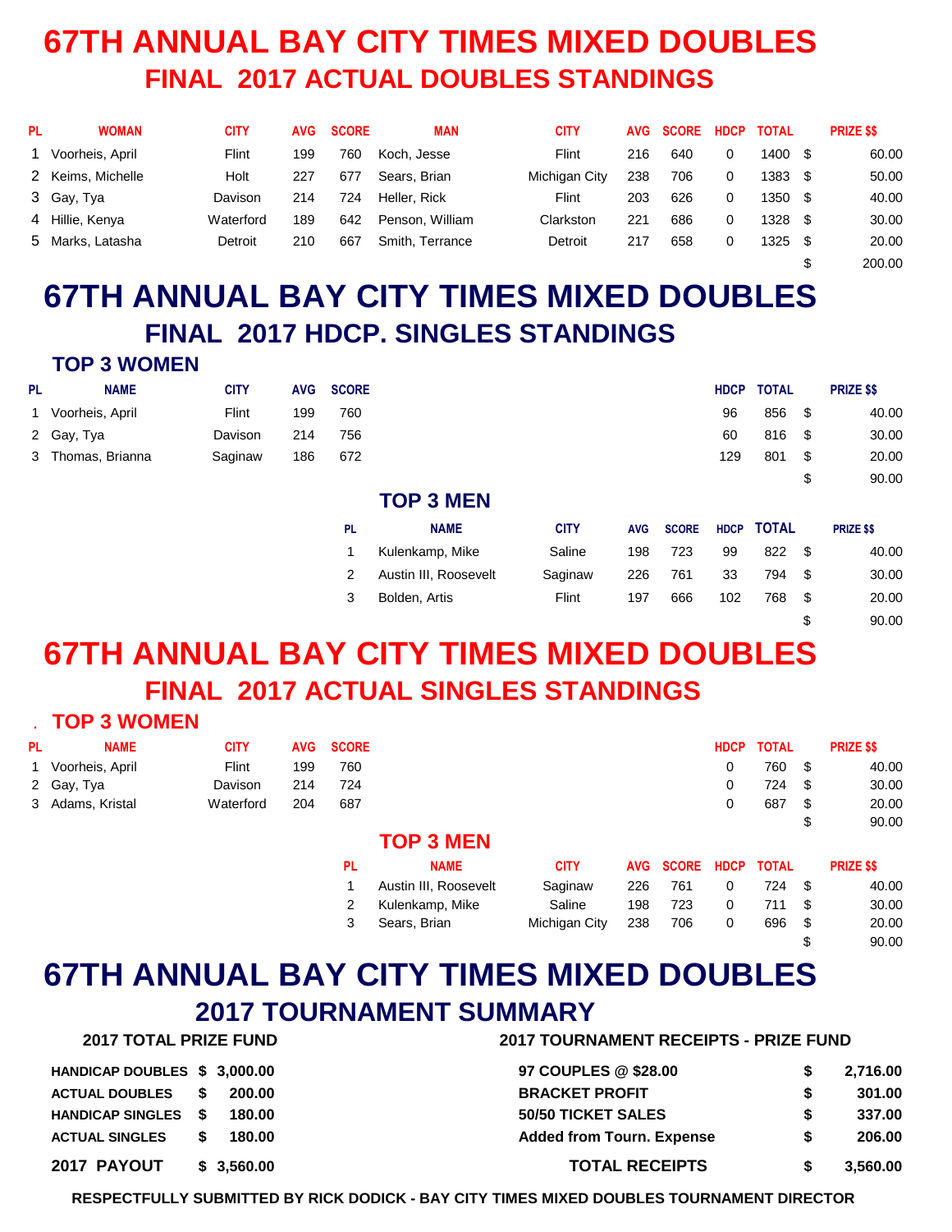# 67TH ANNUAL BAY CITY TIMES MIXED DOUBLES

## FINAL 2017 ACTUAL DOUBLES STANDINGS

| PL | WOMAN | CITY | AVG | SCORE | MAN | CITY | AVG | SCORE | HDCP | TOTAL | | PRIZE $$ |
|---|---|---|---|---|---|---|---|---|---|---|---|---|
| 1 | Voorheis, April | Flint | 199 | 760 | Koch, Jesse | Flint | 216 | 640 | 0 | 1400 | $ | 60.00 |
| 2 | Keims, Michelle | Holt | 227 | 677 | Sears, Brian | Michigan City | 238 | 706 | 0 | 1383 | $ | 50.00 |
| 3 | Gay, Tya | Davison | 214 | 724 | Heller, Rick | Flint | 203 | 626 | 0 | 1350 | $ | 40.00 |
| 4 | Hillie, Kenya | Waterford | 189 | 642 | Penson, William | Clarkston | 221 | 686 | 0 | 1328 | $ | 30.00 |
| 5 | Marks, Latasha | Detroit | 210 | 667 | Smith, Terrance | Detroit | 217 | 658 | 0 | 1325 | $ | 20.00 |
| | | | | | | | | | | | $ | 200.00 |

# 67TH ANNUAL BAY CITY TIMES MIXED DOUBLES

## FINAL 2017 HDCP. SINGLES STANDINGS

### TOP 3 WOMEN

| PL | NAME | CITY | AVG | SCORE | HDCP | TOTAL | | PRIZE $$ |
|---|---|---|---|---|---|---|---|---|
| 1 | Voorheis, April | Flint | 199 | 760 | 96 | 856 | $ | 40.00 |
| 2 | Gay, Tya | Davison | 214 | 756 | 60 | 816 | $ | 30.00 |
| 3 | Thomas, Brianna | Saginaw | 186 | 672 | 129 | 801 | $ | 20.00 |
| | | | | | | | $ | 90.00 |

### TOP 3 MEN

| PL | NAME | CITY | AVG | SCORE | HDCP | TOTAL | | PRIZE $$ |
|---|---|---|---|---|---|---|---|---|
| 1 | Kulenkamp, Mike | Saline | 198 | 723 | 99 | 822 | $ | 40.00 |
| 2 | Austin III, Roosevelt | Saginaw | 226 | 761 | 33 | 794 | $ | 30.00 |
| 3 | Bolden, Artis | Flint | 197 | 666 | 102 | 768 | $ | 20.00 |
| | | | | | | | $ | 90.00 |

# 67TH ANNUAL BAY CITY TIMES MIXED DOUBLES

## FINAL 2017 ACTUAL SINGLES STANDINGS

### . TOP 3 WOMEN

| PL | NAME | CITY | AVG | SCORE | HDCP | TOTAL | | PRIZE $$ |
|---|---|---|---|---|---|---|---|---|
| 1 | Voorheis, April | Flint | 199 | 760 | 0 | 760 | $ | 40.00 |
| 2 | Gay, Tya | Davison | 214 | 724 | 0 | 724 | $ | 30.00 |
| 3 | Adams, Kristal | Waterford | 204 | 687 | 0 | 687 | $ | 20.00 |
| | | | | | | | $ | 90.00 |

### TOP 3 MEN

| PL | NAME | CITY | AVG | SCORE | HDCP | TOTAL | | PRIZE $$ |
|---|---|---|---|---|---|---|---|---|
| 1 | Austin III, Roosevelt | Saginaw | 226 | 761 | 0 | 724 | $ | 40.00 |
| 2 | Kulenkamp, Mike | Saline | 198 | 723 | 0 | 711 | $ | 30.00 |
| 3 | Sears, Brian | Michigan City | 238 | 706 | 0 | 696 | $ | 20.00 |
| | | | | | | | $ | 90.00 |

# 67TH ANNUAL BAY CITY TIMES MIXED DOUBLES

## 2017 TOURNAMENT SUMMARY

**2017 TOTAL PRIZE FUND**

| | | |
|---|---|---|
| **HANDICAP DOUBLES** | **$** | **3,000.00** |
| **ACTUAL DOUBLES** | **$** | **200.00** |
| **HANDICAP SINGLES** | **$** | **180.00** |
| **ACTUAL SINGLES** | **$** | **180.00** |
| **2017 PAYOUT** | **$** | **3,560.00** |

**2017 TOURNAMENT RECEIPTS - PRIZE FUND**

| | | |
|---|---|---|
| **97 COUPLES @ $28.00** | **$** | **2,716.00** |
| **BRACKET PROFIT** | **$** | **301.00** |
| **50/50 TICKET SALES** | **$** | **337.00** |
| **Added from Tourn. Expense** | **$** | **206.00** |
| **TOTAL RECEIPTS** | **$** | **3,560.00** |

**RESPECTFULLY SUBMITTED BY RICK DODICK - BAY CITY TIMES MIXED DOUBLES TOURNAMENT DIRECTOR**